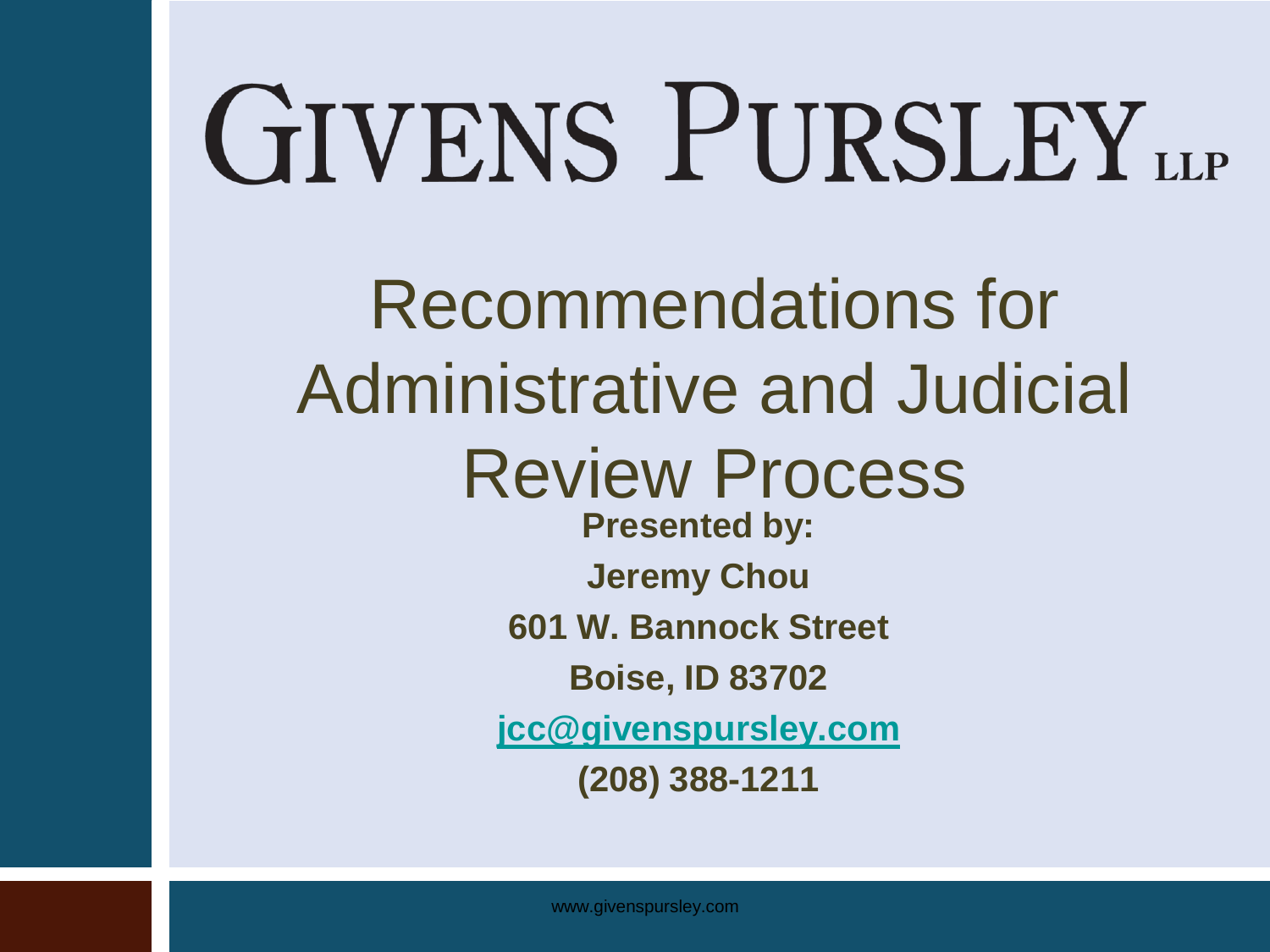# GIVENS PURSLEY LLP

## Recommendations for Administrative and Judicial Review Process

**Presented by:**

**Jeremy Chou**

**601 W. Bannock Street**

**Boise, ID 83702**

**jcc@givenspursley.com**

**(208) 388-1211**

www.givenspursley.com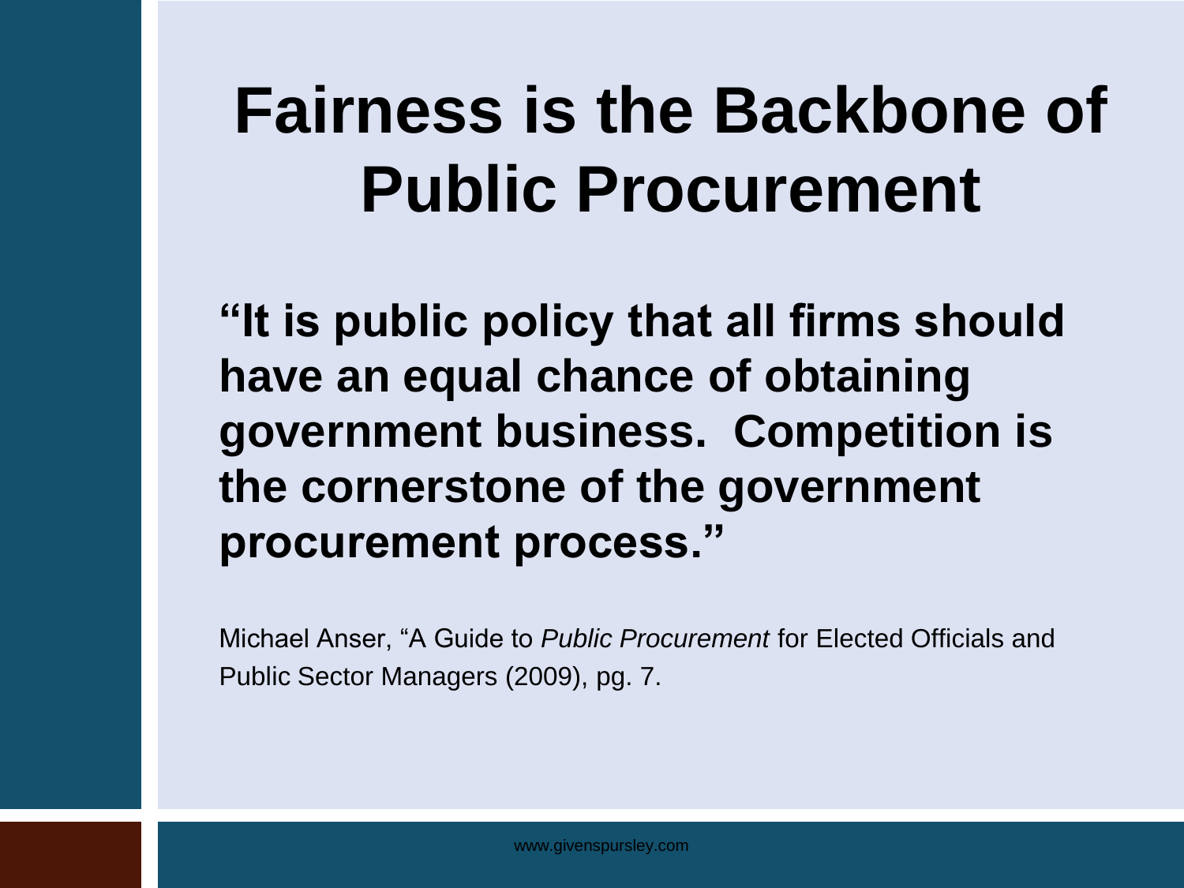# Fairness is the Backbone of Public Procurement

**"It is public policy that all firms should have an equal chance of obtaining government business. Competition is the cornerstone of the government procurement process."**

Michael Anser, "A Guide to *Public Procurement* for Elected Officials and Public Sector Managers (2009), pg. 7.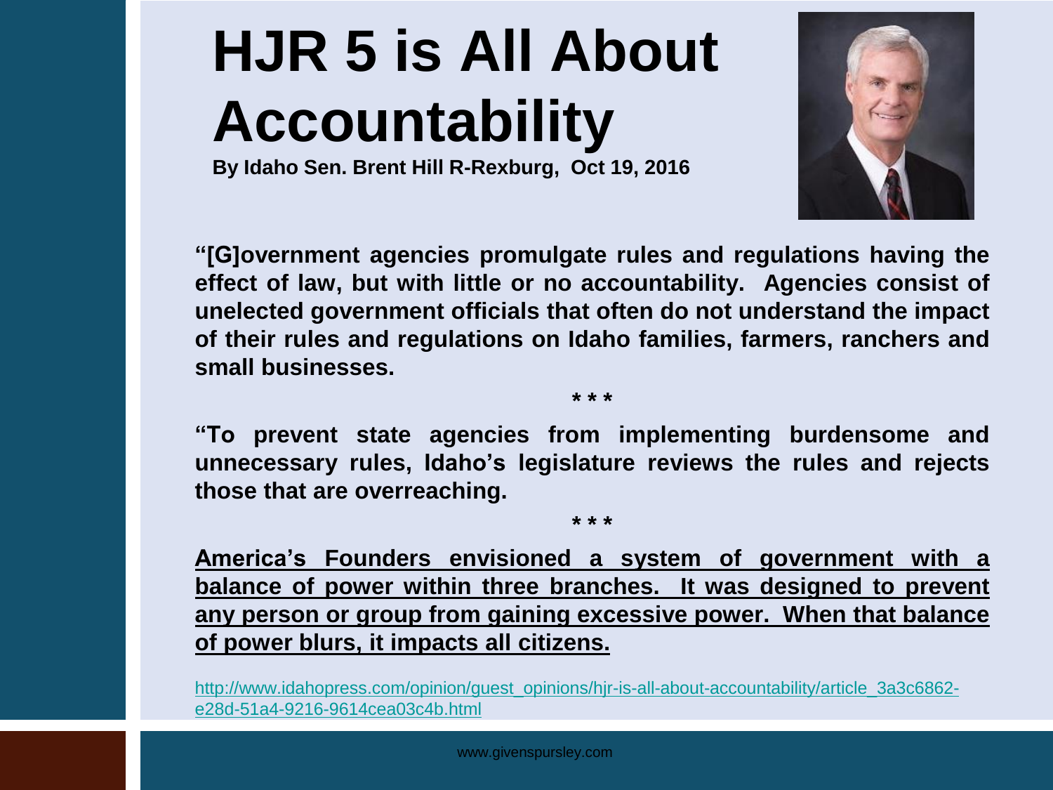# HJR 5 is All About Accountability

**By Idaho Sen. Brent Hill R-Rexburg, Oct 19, 2016**

**"[G]overnment agencies promulgate rules and regulations having the effect of law, but with little or no accountability. Agencies consist of unelected government officials that often do not understand the impact of their rules and regulations on Idaho families, farmers, ranchers and small businesses.**

*** 

**"To prevent state agencies from implementing burdensome and unnecessary rules, Idaho's legislature reviews the rules and rejects those that are overreaching.**

*** 

**<u>America's Founders envisioned a system of government with a balance of power within three branches. It was designed to prevent any person or group from gaining excessive power. When that balance of power blurs, it impacts all citizens.</u>**

http://www.idahopress.com/opinion/guest_opinions/hjr-is-all-about-accountability/article_3a3c6862-e28d-51a4-9216-9614cea03c4b.html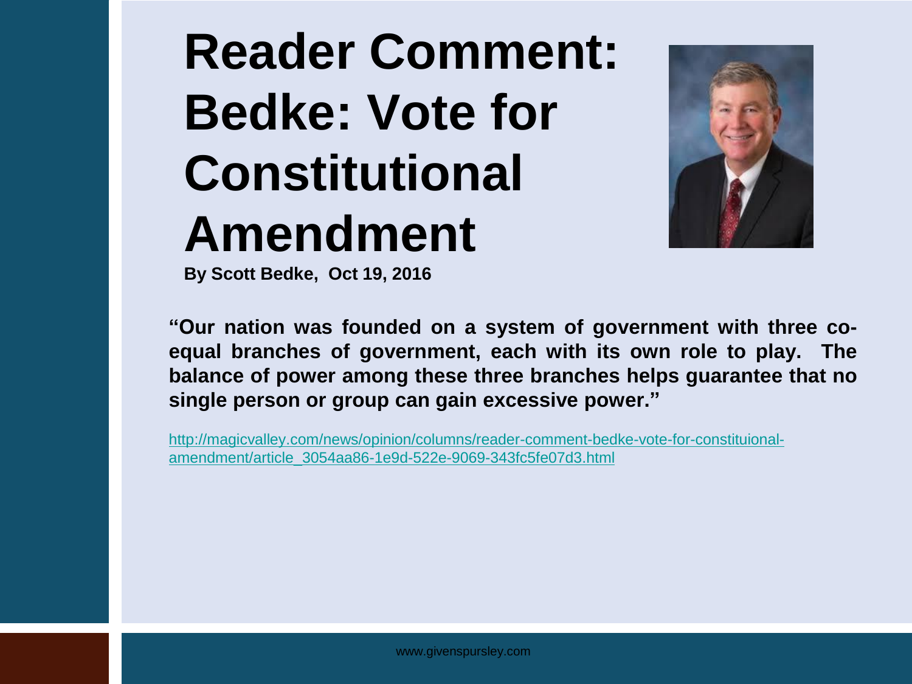# Reader Comment: Bedke: Vote for Constitutional Amendment

**By Scott Bedke, Oct 19, 2016**

**"Our nation was founded on a system of government with three co-equal branches of government, each with its own role to play. The balance of power among these three branches helps guarantee that no single person or group can gain excessive power."**

http://magicvalley.com/news/opinion/columns/reader-comment-bedke-vote-for-constituional-amendment/article_3054aa86-1e9d-522e-9069-343fc5fe07d3.html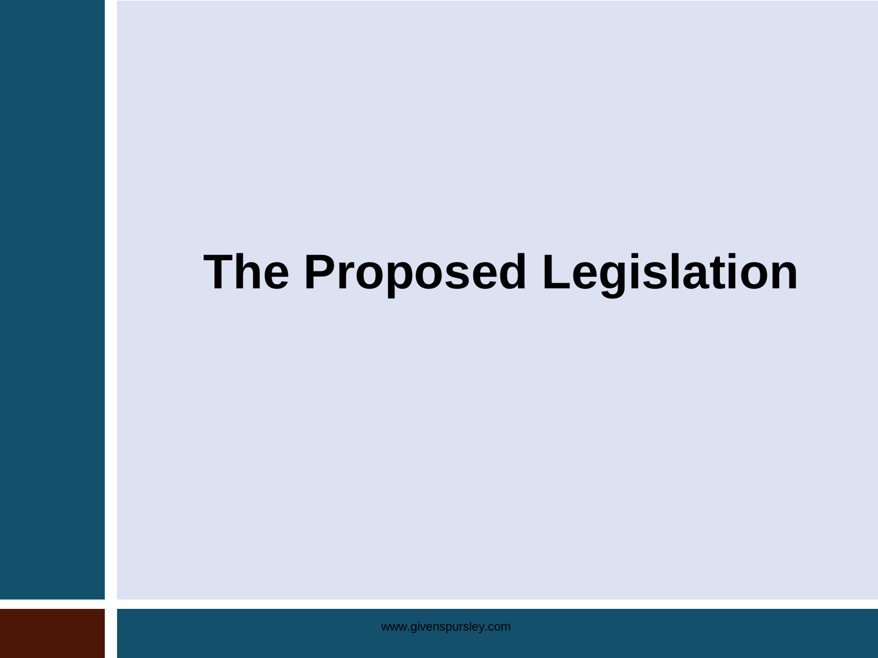# The Proposed Legislation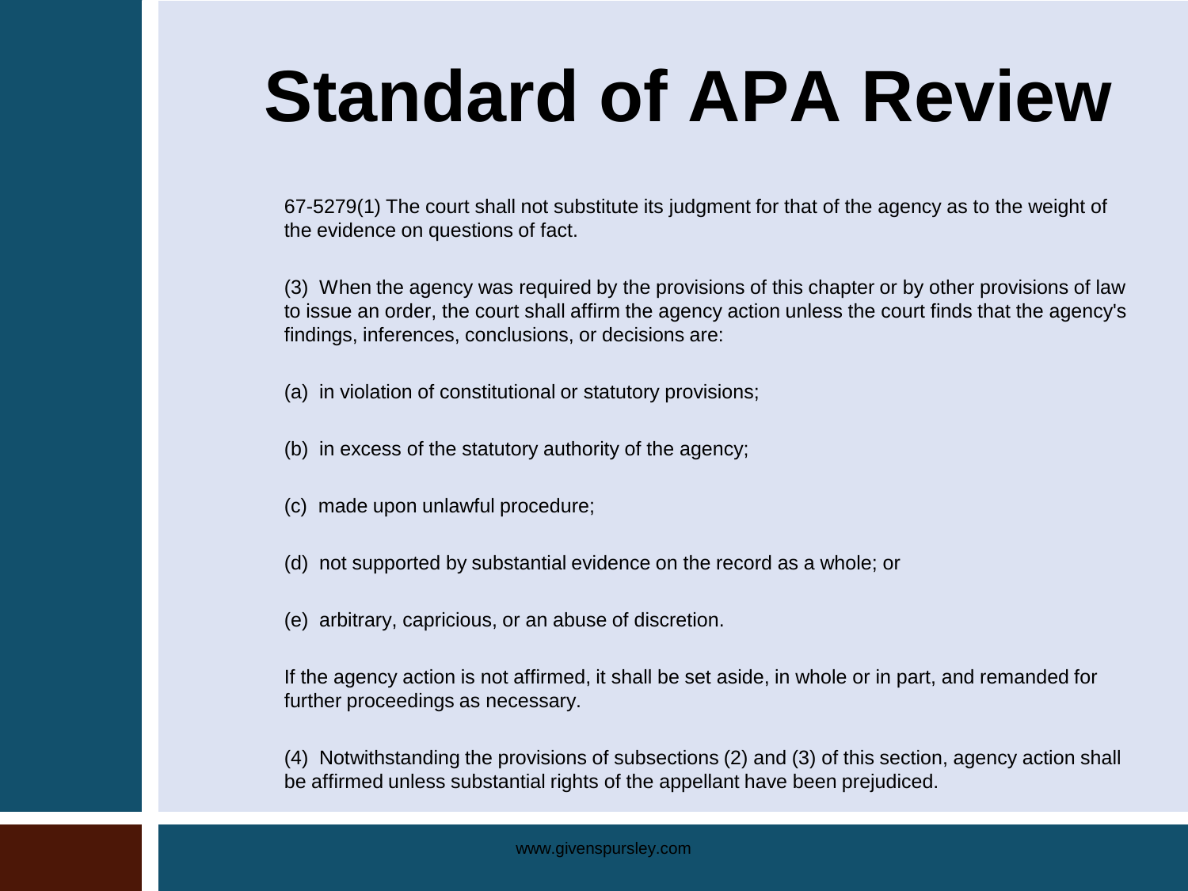# Standard of APA Review

67-5279(1) The court shall not substitute its judgment for that of the agency as to the weight of the evidence on questions of fact.

(3) When the agency was required by the provisions of this chapter or by other provisions of law to issue an order, the court shall affirm the agency action unless the court finds that the agency's findings, inferences, conclusions, or decisions are:

(a) in violation of constitutional or statutory provisions;

(b) in excess of the statutory authority of the agency;

(c) made upon unlawful procedure;

(d) not supported by substantial evidence on the record as a whole; or

(e) arbitrary, capricious, or an abuse of discretion.

If the agency action is not affirmed, it shall be set aside, in whole or in part, and remanded for further proceedings as necessary.

(4) Notwithstanding the provisions of subsections (2) and (3) of this section, agency action shall be affirmed unless substantial rights of the appellant have been prejudiced.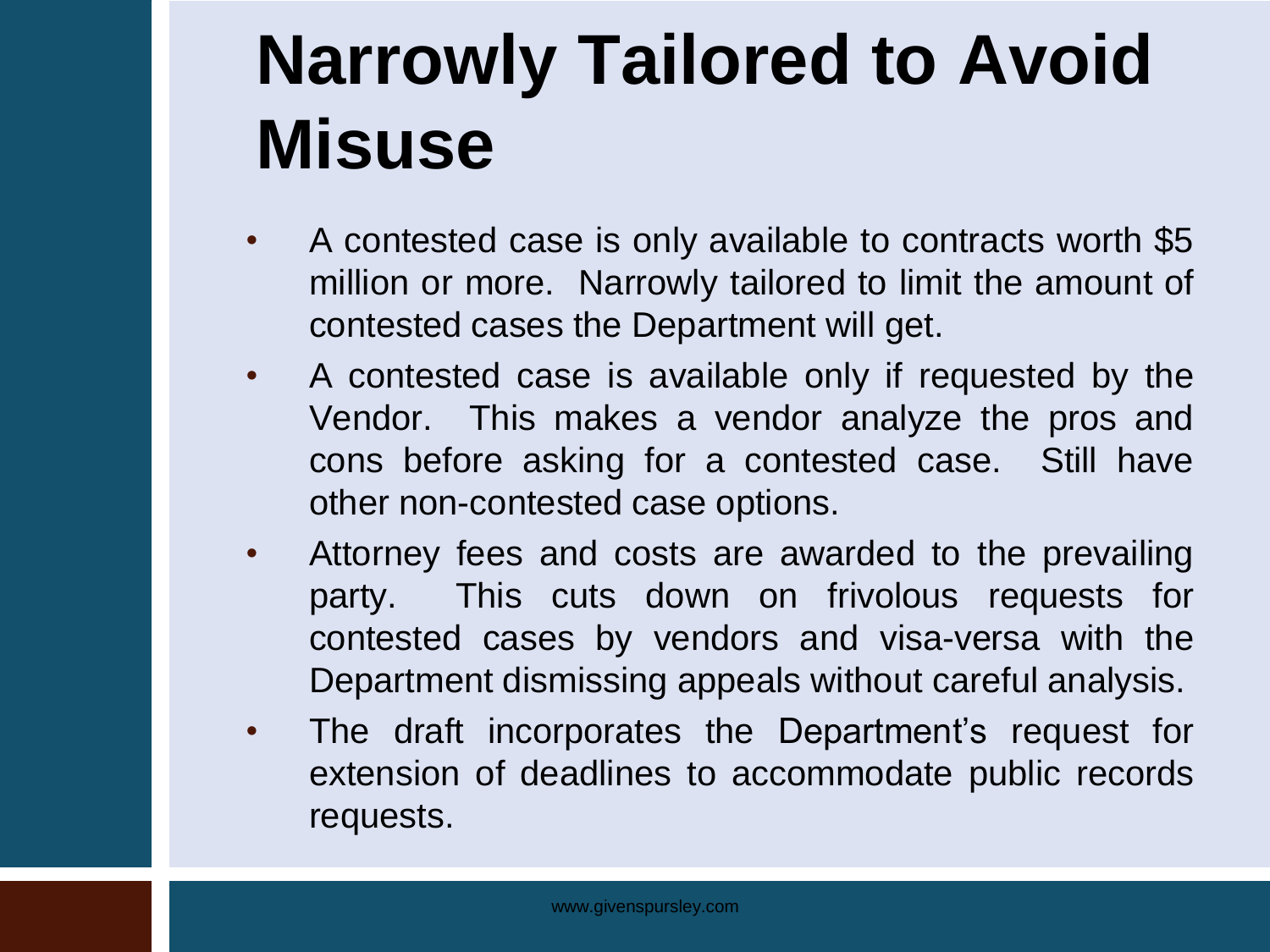# Narrowly Tailored to Avoid Misuse

- A contested case is only available to contracts worth $5 million or more. Narrowly tailored to limit the amount of contested cases the Department will get.
- A contested case is available only if requested by the Vendor. This makes a vendor analyze the pros and cons before asking for a contested case. Still have other non-contested case options.
- Attorney fees and costs are awarded to the prevailing party. This cuts down on frivolous requests for contested cases by vendors and visa-versa with the Department dismissing appeals without careful analysis.
- The draft incorporates the Department's request for extension of deadlines to accommodate public records requests.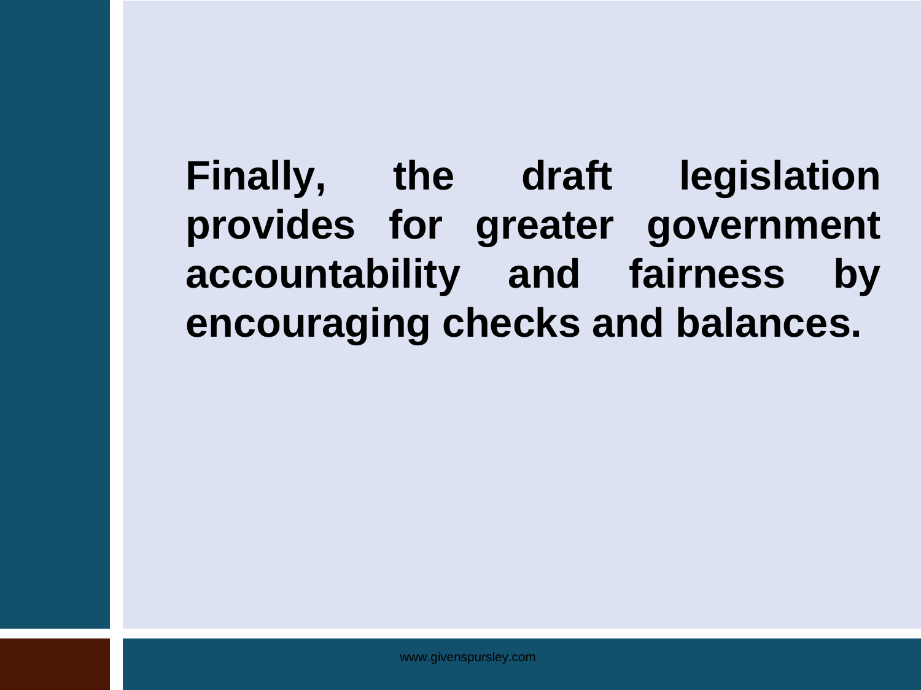**Finally, the draft legislation provides for greater government accountability and fairness by encouraging checks and balances.**